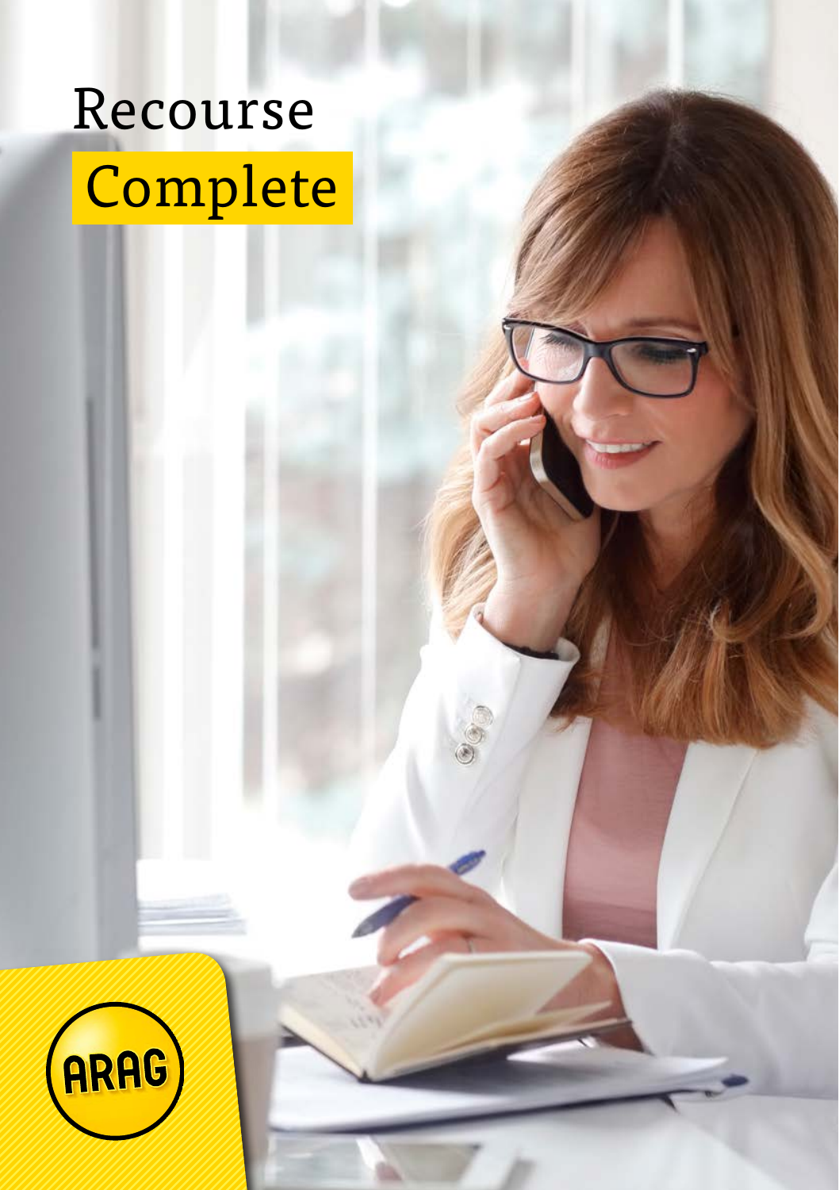# Recourse Complete

ARAG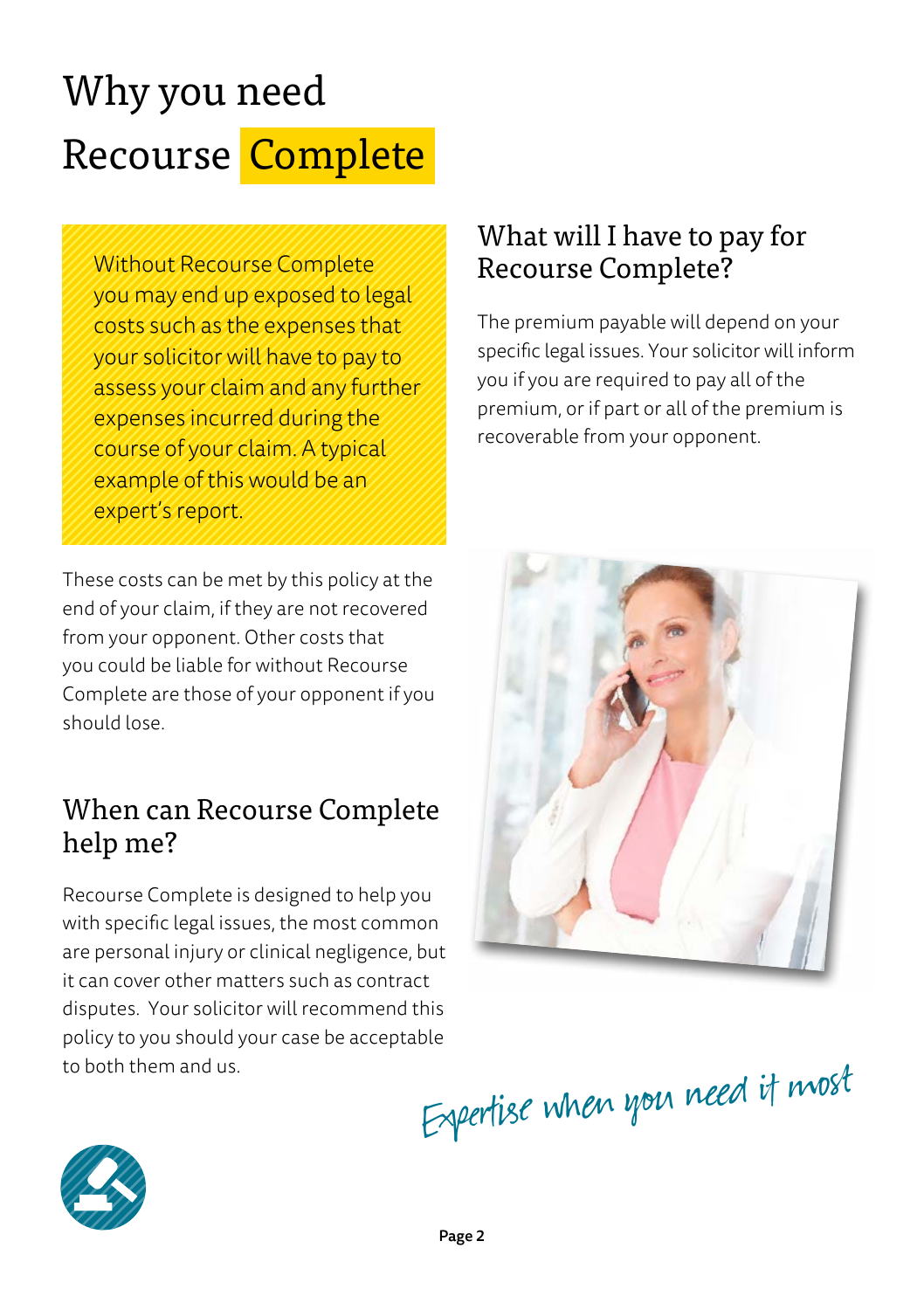# Why you need Recourse Complete

Without Recourse Complete you may end up exposed to legal costs such as the expenses that your solicitor will have to pay to assess your claim and any further expenses incurred during the course of your claim. A typical example of this would be an expert's report.

These costs can be met by this policy at the end of your claim, if they are not recovered from your opponent. Other costs that you could be liable for without Recourse Complete are those of your opponent if you should lose.

## When can Recourse Complete help me?

Recourse Complete is designed to help you with specific legal issues, the most common are personal injury or clinical negligence, but it can cover other matters such as contract disputes. Your solicitor will recommend this policy to you should your case be acceptable to both them and us.

## What will I have to pay for Recourse Complete?

The premium payable will depend on your specific legal issues. Your solicitor will inform you if you are required to pay all of the premium, or if part or all of the premium is recoverable from your opponent.

*Expertise when you need it most*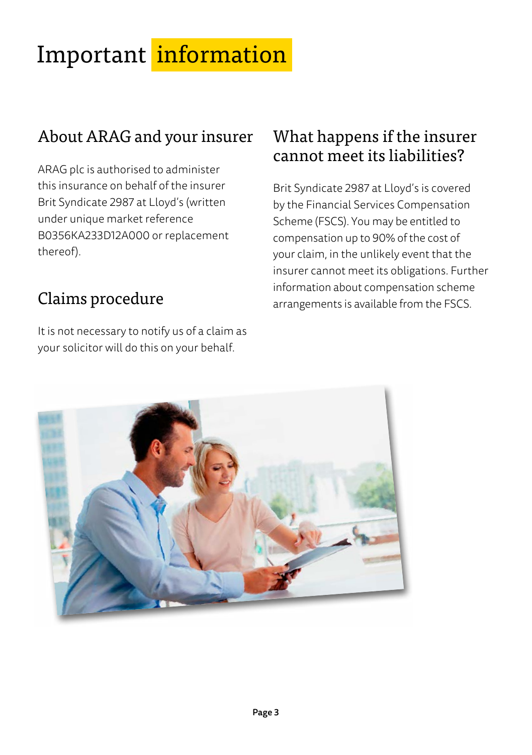# Important information

## About ARAG and your insurer

ARAG plc is authorised to administer this insurance on behalf of the insurer Brit Syndicate 2987 at Lloyd's (written under unique market reference B0356KA233D12A000 or replacement thereof).

## Claims procedure

It is not necessary to notify us of a claim as your solicitor will do this on your behalf.

## What happens if the insurer cannot meet its liabilities?

Brit Syndicate 2987 at Lloyd's is covered by the Financial Services Compensation Scheme (FSCS). You may be entitled to compensation up to 90% of the cost of your claim, in the unlikely event that the insurer cannot meet its obligations. Further information about compensation scheme arrangements is available from the FSCS.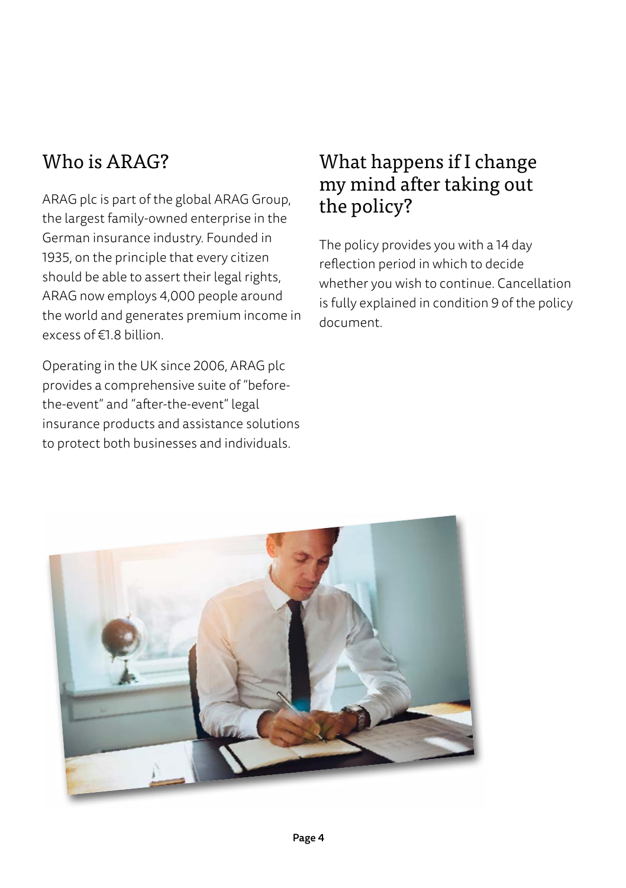## Who is ARAG?

ARAG plc is part of the global ARAG Group, the largest family-owned enterprise in the German insurance industry. Founded in 1935, on the principle that every citizen should be able to assert their legal rights, ARAG now employs 4,000 people around the world and generates premium income in excess of €1.8 billion.

Operating in the UK since 2006, ARAG plc provides a comprehensive suite of "before-the-event" and "after-the-event" legal insurance products and assistance solutions to protect both businesses and individuals.

## What happens if I change my mind after taking out the policy?

The policy provides you with a 14 day reflection period in which to decide whether you wish to continue. Cancellation is fully explained in condition 9 of the policy document.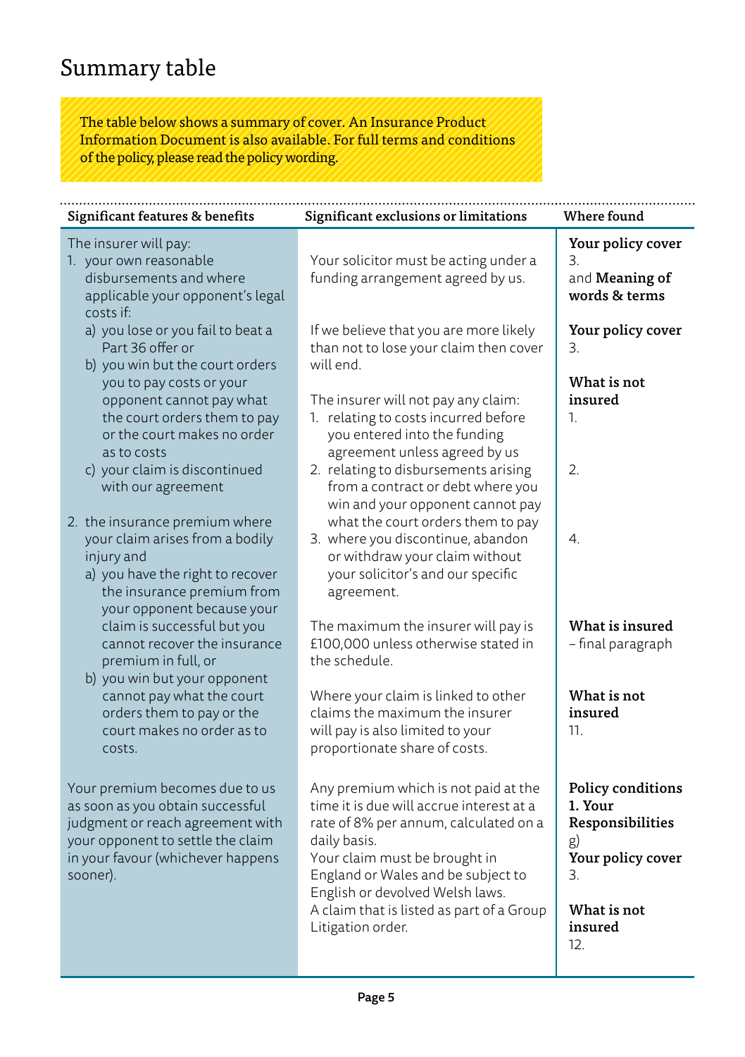# Summary table

The table below shows a summary of cover. An Insurance Product Information Document is also available. For full terms and conditions of the policy, please read the policy wording.

| Significant features & benefits | Significant exclusions or limitations | Where found |
|---|---|---|
| The insurer will pay:<br>1. your own reasonable disbursements and where applicable your opponent's legal costs if: | Your solicitor must be acting under a funding arrangement agreed by us. | **Your policy cover** 3. and **Meaning of words & terms** |
| a) you lose or you fail to beat a Part 36 offer or<br>b) you win but the court orders you to pay costs or your opponent cannot pay what the court orders them to pay or the court makes no order as to costs<br>c) your claim is discontinued with our agreement | If we believe that you are more likely than not to lose your claim then cover will end. | **Your policy cover** 3. |
| | The insurer will not pay any claim:<br>1. relating to costs incurred before you entered into the funding agreement unless agreed by us<br>2. relating to disbursements arising from a contract or debt where you win and your opponent cannot pay what the court orders them to pay<br>3. where you discontinue, abandon or withdraw your claim without your solicitor's and our specific agreement. | **What is not insured** 1.<br>2.<br>4. |
| 2. the insurance premium where your claim arises from a bodily injury and<br>a) you have the right to recover the insurance premium from your opponent because your claim is successful but you cannot recover the insurance premium in full, or<br>b) you win but your opponent cannot pay what the court orders them to pay or the court makes no order as to costs. | The maximum the insurer will pay is £100,000 unless otherwise stated in the schedule. | **What is insured** – final paragraph |
| | Where your claim is linked to other claims the maximum the insurer will pay is also limited to your proportionate share of costs. | **What is not insured** 11. |
| Your premium becomes due to us as soon as you obtain successful judgment or reach agreement with your opponent to settle the claim in your favour (whichever happens sooner). | Any premium which is not paid at the time it is due will accrue interest at a rate of 8% per annum, calculated on a daily basis. | **Policy conditions 1. Your Responsibilities** g) |
| | Your claim must be brought in England or Wales and be subject to English or devolved Welsh laws. | **Your policy cover** 3. |
| | A claim that is listed as part of a Group Litigation order. | **What is not insured** 12. |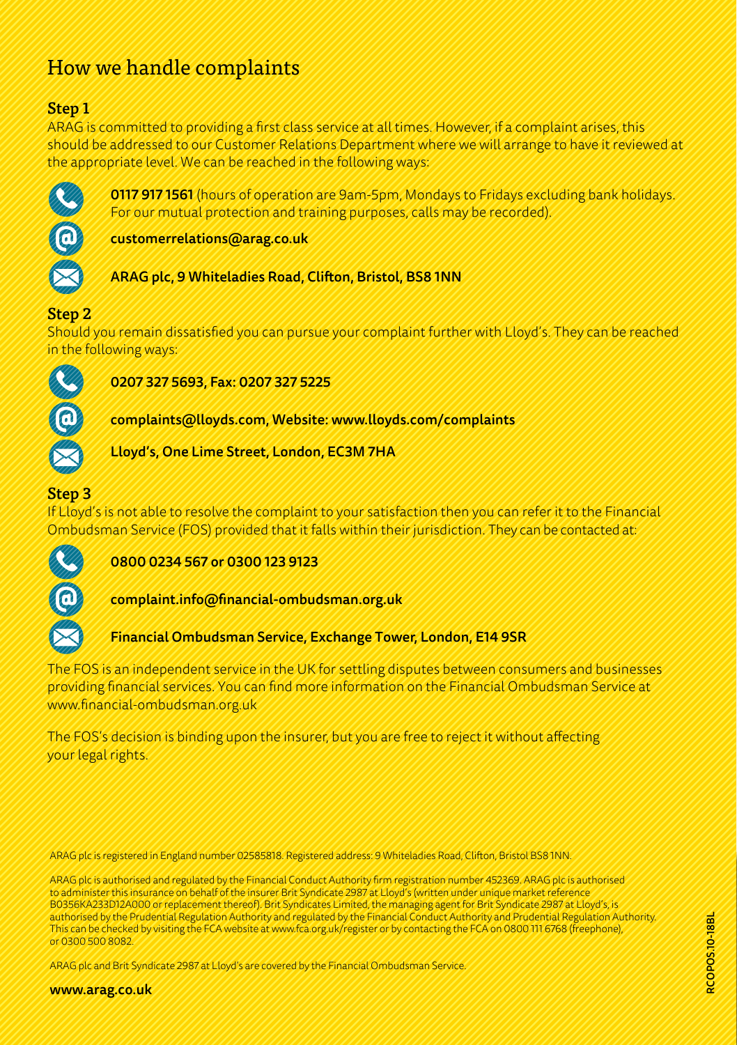# How we handle complaints

## Step 1

ARAG is committed to providing a first class service at all times. However, if a complaint arises, this should be addressed to our Customer Relations Department where we will arrange to have it reviewed at the appropriate level. We can be reached in the following ways:

**0117 917 1561** (hours of operation are 9am-5pm, Mondays to Fridays excluding bank holidays. For our mutual protection and training purposes, calls may be recorded).

**customerrelations@arag.co.uk**

**ARAG plc, 9 Whiteladies Road, Clifton, Bristol, BS8 1NN**

## Step 2

Should you remain dissatisfied you can pursue your complaint further with Lloyd's. They can be reached in the following ways:

**0207 327 5693, Fax: 0207 327 5225**

**complaints@lloyds.com, Website: www.lloyds.com/complaints**

**Lloyd's, One Lime Street, London, EC3M 7HA**

## Step 3

If Lloyd's is not able to resolve the complaint to your satisfaction then you can refer it to the Financial Ombudsman Service (FOS) provided that it falls within their jurisdiction. They can be contacted at:

**0800 0234 567 or 0300 123 9123**

**complaint.info@financial-ombudsman.org.uk**

**Financial Ombudsman Service, Exchange Tower, London, E14 9SR**

The FOS is an independent service in the UK for settling disputes between consumers and businesses providing financial services. You can find more information on the Financial Ombudsman Service at www.financial-ombudsman.org.uk

The FOS's decision is binding upon the insurer, but you are free to reject it without affecting your legal rights.

ARAG plc is registered in England number 02585818. Registered address: 9 Whiteladies Road, Clifton, Bristol BS8 1NN.

ARAG plc is authorised and regulated by the Financial Conduct Authority firm registration number 452369. ARAG plc is authorised to administer this insurance on behalf of the insurer Brit Syndicate 2987 at Lloyd's (written under unique market reference B0356KA233D12A000 or replacement thereof). Brit Syndicates Limited, the managing agent for Brit Syndicate 2987 at Lloyd's, is authorised by the Prudential Regulation Authority and regulated by the Financial Conduct Authority and Prudential Regulation Authority. This can be checked by visiting the FCA website at www.fca.org.uk/register or by contacting the FCA on 0800 111 6768 (freephone), or 0300 500 8082.

ARAG plc and Brit Syndicate 2987 at Lloyd's are covered by the Financial Ombudsman Service.

**www.arag.co.uk**

RCOPOS.10-18BL